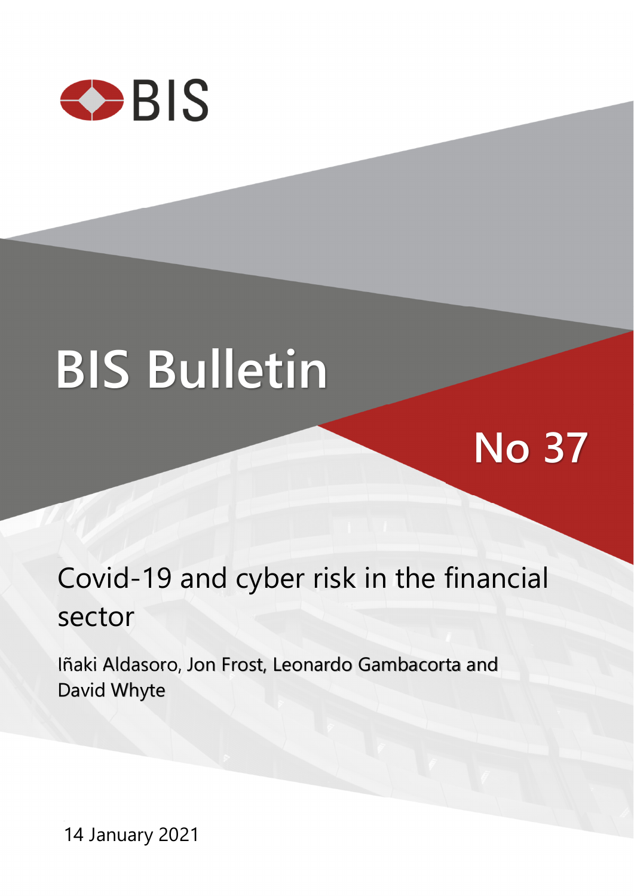BIS

# BIS Bulletin

No 37

## Covid-19 and cyber risk in the financial sector

Iñaki Aldasoro, Jon Frost, Leonardo Gambacorta and David Whyte

14 January 2021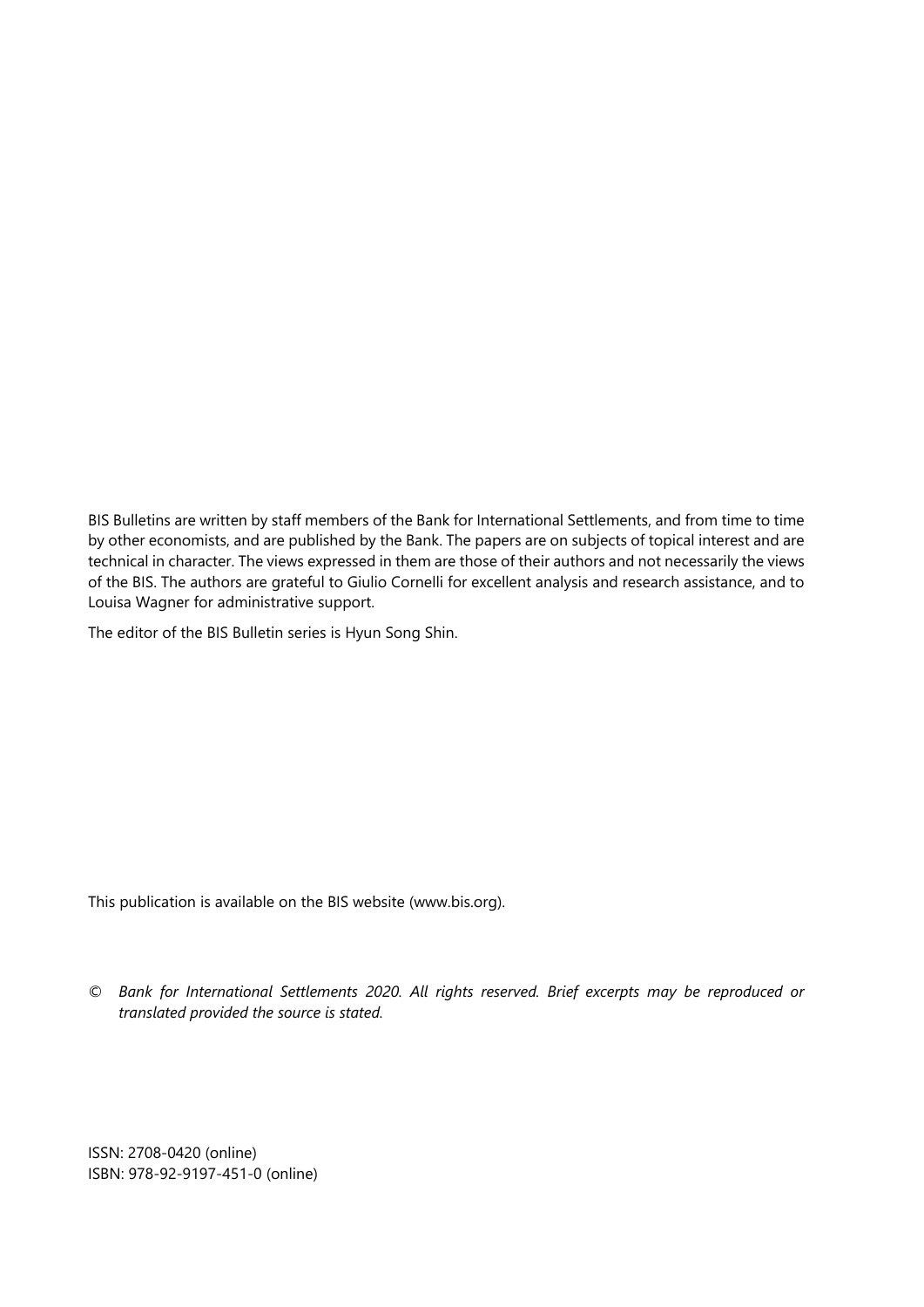BIS Bulletins are written by staff members of the Bank for International Settlements, and from time to time by other economists, and are published by the Bank. The papers are on subjects of topical interest and are technical in character. The views expressed in them are those of their authors and not necessarily the views of the BIS. The authors are grateful to Giulio Cornelli for excellent analysis and research assistance, and to Louisa Wagner for administrative support.

The editor of the BIS Bulletin series is Hyun Song Shin.

This publication is available on the BIS website (www.bis.org).

© *Bank for International Settlements 2020. All rights reserved. Brief excerpts may be reproduced or translated provided the source is stated.*

ISSN: 2708-0420 (online)
ISBN: 978-92-9197-451-0 (online)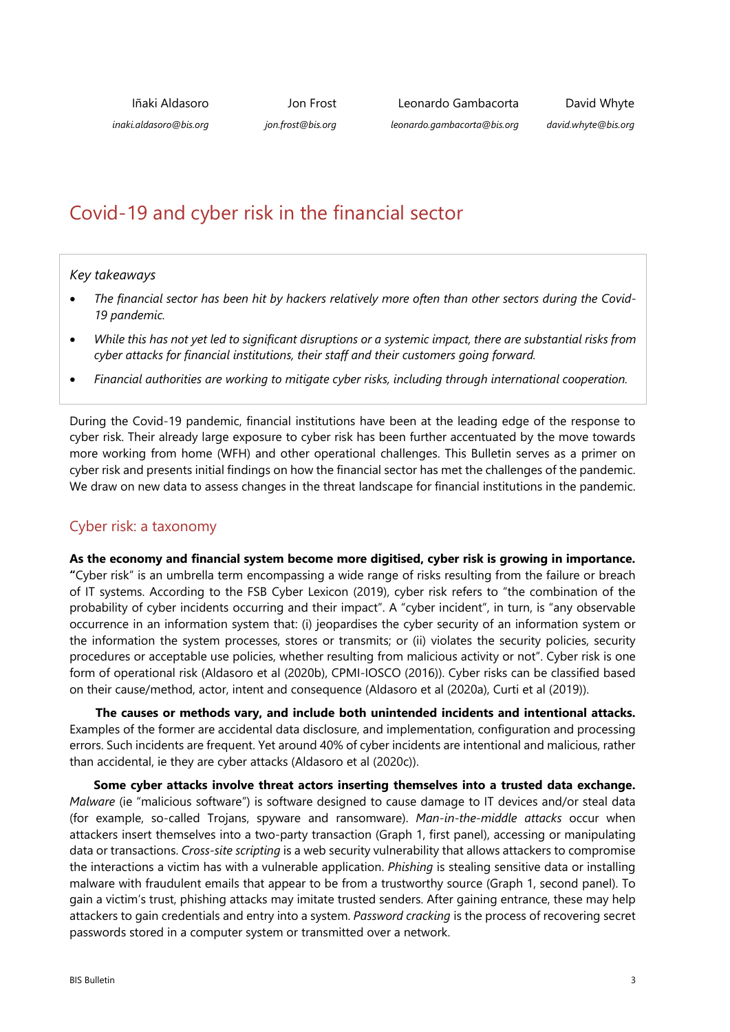Iñaki Aldasoro
*inaki.aldasoro@bis.org*

Jon Frost
*jon.frost@bis.org*

Leonardo Gambacorta
*leonardo.gambacorta@bis.org*

David Whyte
*david.whyte@bis.org*

# Covid-19 and cyber risk in the financial sector

*Key takeaways*

- *The financial sector has been hit by hackers relatively more often than other sectors during the Covid-19 pandemic.*
- *While this has not yet led to significant disruptions or a systemic impact, there are substantial risks from cyber attacks for financial institutions, their staff and their customers going forward.*
- *Financial authorities are working to mitigate cyber risks, including through international cooperation.*

During the Covid-19 pandemic, financial institutions have been at the leading edge of the response to cyber risk. Their already large exposure to cyber risk has been further accentuated by the move towards more working from home (WFH) and other operational challenges. This Bulletin serves as a primer on cyber risk and presents initial findings on how the financial sector has met the challenges of the pandemic. We draw on new data to assess changes in the threat landscape for financial institutions in the pandemic.

## Cyber risk: a taxonomy

**As the economy and financial system become more digitised, cyber risk is growing in importance. "**Cyber risk" is an umbrella term encompassing a wide range of risks resulting from the failure or breach of IT systems. According to the FSB Cyber Lexicon (2019), cyber risk refers to "the combination of the probability of cyber incidents occurring and their impact". A "cyber incident", in turn, is "any observable occurrence in an information system that: (i) jeopardises the cyber security of an information system or the information the system processes, stores or transmits; or (ii) violates the security policies, security procedures or acceptable use policies, whether resulting from malicious activity or not". Cyber risk is one form of operational risk (Aldasoro et al (2020b), CPMI-IOSCO (2016)). Cyber risks can be classified based on their cause/method, actor, intent and consequence (Aldasoro et al (2020a), Curti et al (2019)).

**The causes or methods vary, and include both unintended incidents and intentional attacks.** Examples of the former are accidental data disclosure, and implementation, configuration and processing errors. Such incidents are frequent. Yet around 40% of cyber incidents are intentional and malicious, rather than accidental, ie they are cyber attacks (Aldasoro et al (2020c)).

**Some cyber attacks involve threat actors inserting themselves into a trusted data exchange.** *Malware* (ie "malicious software") is software designed to cause damage to IT devices and/or steal data (for example, so-called Trojans, spyware and ransomware). *Man-in-the-middle attacks* occur when attackers insert themselves into a two-party transaction (Graph 1, first panel), accessing or manipulating data or transactions. *Cross-site scripting* is a web security vulnerability that allows attackers to compromise the interactions a victim has with a vulnerable application. *Phishing* is stealing sensitive data or installing malware with fraudulent emails that appear to be from a trustworthy source (Graph 1, second panel). To gain a victim's trust, phishing attacks may imitate trusted senders. After gaining entrance, these may help attackers to gain credentials and entry into a system. *Password cracking* is the process of recovering secret passwords stored in a computer system or transmitted over a network.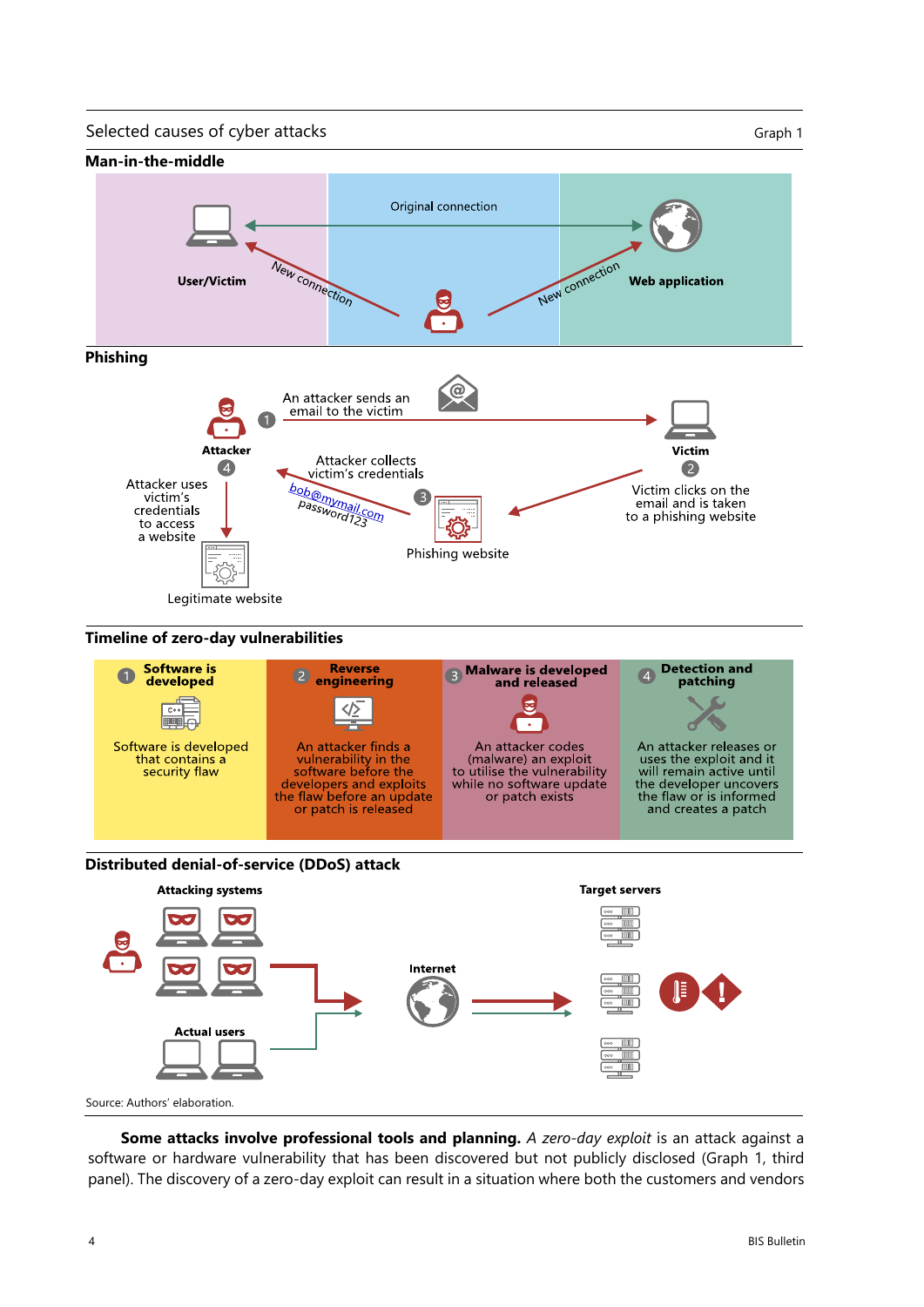Selected causes of cyber attacks

Graph 1

**Man-in-the-middle**

Original connection

User/Victim

New connection

New connection

Web application

**Phishing**

Attacker

1 An attacker sends an email to the victim

Victim

4 Attacker uses victim's credentials to access a website

Attacker collects victim's credentials

bob@mymail.com
password123

3

2 Victim clicks on the email and is taken to a phishing website

Phishing website

Legitimate website

**Timeline of zero-day vulnerabilities**

1 **Software is developed**

Software is developed that contains a security flaw

2 **Reverse engineering**

An attacker finds a vulnerability in the software before the developers and exploits the flaw before an update or patch is released

3 **Malware is developed and released**

An attacker codes (malware) an exploit to utilise the vulnerability while no software update or patch exists

4 **Detection and patching**

An attacker releases or uses the exploit and it will remain active until the developer uncovers the flaw or is informed and creates a patch

**Distributed denial-of-service (DDoS) attack**

Attacking systems

Target servers

Internet

Actual users

Source: Authors' elaboration.

**Some attacks involve professional tools and planning.** *A zero-day exploit* is an attack against a software or hardware vulnerability that has been discovered but not publicly disclosed (Graph 1, third panel). The discovery of a zero-day exploit can result in a situation where both the customers and vendors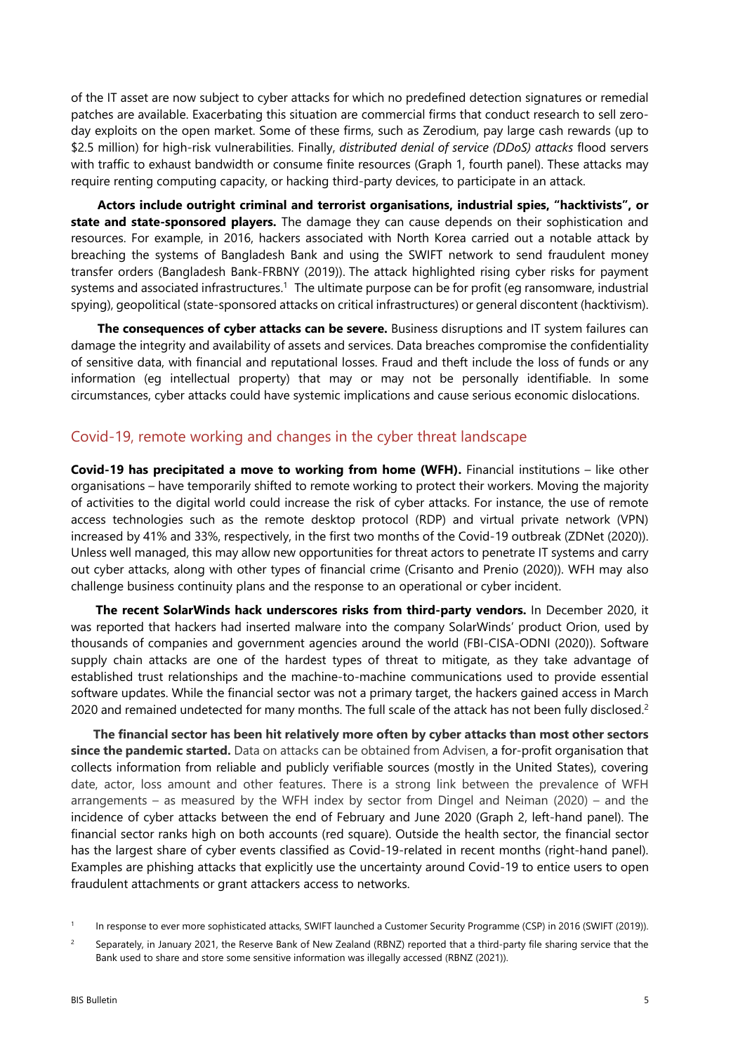of the IT asset are now subject to cyber attacks for which no predefined detection signatures or remedial patches are available. Exacerbating this situation are commercial firms that conduct research to sell zero-day exploits on the open market. Some of these firms, such as Zerodium, pay large cash rewards (up to \$2.5 million) for high-risk vulnerabilities. Finally, *distributed denial of service (DDoS) attacks* flood servers with traffic to exhaust bandwidth or consume finite resources (Graph 1, fourth panel). These attacks may require renting computing capacity, or hacking third-party devices, to participate in an attack.

**Actors include outright criminal and terrorist organisations, industrial spies, "hacktivists", or state and state-sponsored players.** The damage they can cause depends on their sophistication and resources. For example, in 2016, hackers associated with North Korea carried out a notable attack by breaching the systems of Bangladesh Bank and using the SWIFT network to send fraudulent money transfer orders (Bangladesh Bank-FRBNY (2019)). The attack highlighted rising cyber risks for payment systems and associated infrastructures.[1] The ultimate purpose can be for profit (eg ransomware, industrial spying), geopolitical (state-sponsored attacks on critical infrastructures) or general discontent (hacktivism).

**The consequences of cyber attacks can be severe.** Business disruptions and IT system failures can damage the integrity and availability of assets and services. Data breaches compromise the confidentiality of sensitive data, with financial and reputational losses. Fraud and theft include the loss of funds or any information (eg intellectual property) that may or may not be personally identifiable. In some circumstances, cyber attacks could have systemic implications and cause serious economic dislocations.

## Covid-19, remote working and changes in the cyber threat landscape

**Covid-19 has precipitated a move to working from home (WFH).** Financial institutions – like other organisations – have temporarily shifted to remote working to protect their workers. Moving the majority of activities to the digital world could increase the risk of cyber attacks. For instance, the use of remote access technologies such as the remote desktop protocol (RDP) and virtual private network (VPN) increased by 41% and 33%, respectively, in the first two months of the Covid-19 outbreak (ZDNet (2020)). Unless well managed, this may allow new opportunities for threat actors to penetrate IT systems and carry out cyber attacks, along with other types of financial crime (Crisanto and Prenio (2020)). WFH may also challenge business continuity plans and the response to an operational or cyber incident.

**The recent SolarWinds hack underscores risks from third-party vendors.** In December 2020, it was reported that hackers had inserted malware into the company SolarWinds' product Orion, used by thousands of companies and government agencies around the world (FBI-CISA-ODNI (2020)). Software supply chain attacks are one of the hardest types of threat to mitigate, as they take advantage of established trust relationships and the machine-to-machine communications used to provide essential software updates. While the financial sector was not a primary target, the hackers gained access in March 2020 and remained undetected for many months. The full scale of the attack has not been fully disclosed.[2]

**The financial sector has been hit relatively more often by cyber attacks than most other sectors since the pandemic started.** Data on attacks can be obtained from Advisen, a for-profit organisation that collects information from reliable and publicly verifiable sources (mostly in the United States), covering date, actor, loss amount and other features. There is a strong link between the prevalence of WFH arrangements – as measured by the WFH index by sector from Dingel and Neiman (2020) – and the incidence of cyber attacks between the end of February and June 2020 (Graph 2, left-hand panel). The financial sector ranks high on both accounts (red square). Outside the health sector, the financial sector has the largest share of cyber events classified as Covid-19-related in recent months (right-hand panel). Examples are phishing attacks that explicitly use the uncertainty around Covid-19 to entice users to open fraudulent attachments or grant attackers access to networks.

[1] In response to ever more sophisticated attacks, SWIFT launched a Customer Security Programme (CSP) in 2016 (SWIFT (2019)).

[2] Separately, in January 2021, the Reserve Bank of New Zealand (RBNZ) reported that a third-party file sharing service that the Bank used to share and store some sensitive information was illegally accessed (RBNZ (2021)).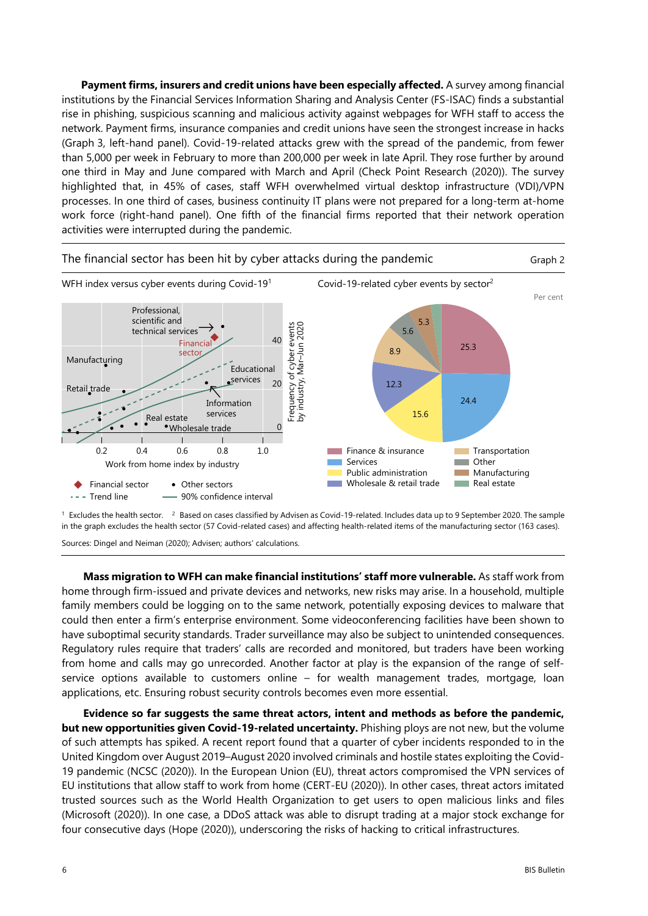**Payment firms, insurers and credit unions have been especially affected.** A survey among financial institutions by the Financial Services Information Sharing and Analysis Center (FS-ISAC) finds a substantial rise in phishing, suspicious scanning and malicious activity against webpages for WFH staff to access the network. Payment firms, insurance companies and credit unions have seen the strongest increase in hacks (Graph 3, left-hand panel). Covid-19-related attacks grew with the spread of the pandemic, from fewer than 5,000 per week in February to more than 200,000 per week in late April. They rose further by around one third in May and June compared with March and April (Check Point Research (2020)). The survey highlighted that, in 45% of cases, staff WFH overwhelmed virtual desktop infrastructure (VDI)/VPN processes. In one third of cases, business continuity IT plans were not prepared for a long-term at-home work force (right-hand panel). One fifth of the financial firms reported that their network operation activities were interrupted during the pandemic.

The financial sector has been hit by cyber attacks during the pandemic

Graph 2

WFH index versus cyber events during Covid-19[1]

Professional, scientific and technical services
Financial sector
Manufacturing
Retail trade
Educational services
Information services
Real estate
Wholesale trade

40
20
0

Frequency of cyber events by industry, Mar–Jun 2020

0.2 0.4 0.6 0.8 1.0

Work from home index by industry

◆ Financial sector • Other sectors
- - - Trend line — 90% confidence interval

Covid-19-related cyber events by sector[2]

Per cent

25.3
24.4
15.6
12.3
8.9
5.6
5.3

Finance & insurance
Services
Public administration
Wholesale & retail trade
Transportation
Other
Manufacturing
Real estate

[1] Excludes the health sector. [2] Based on cases classified by Advisen as Covid-19-related. Includes data up to 9 September 2020. The sample in the graph excludes the health sector (57 Covid-related cases) and affecting health-related items of the manufacturing sector (163 cases).

Sources: Dingel and Neiman (2020); Advisen; authors' calculations.

**Mass migration to WFH can make financial institutions' staff more vulnerable.** As staff work from home through firm-issued and private devices and networks, new risks may arise. In a household, multiple family members could be logging on to the same network, potentially exposing devices to malware that could then enter a firm's enterprise environment. Some videoconferencing facilities have been shown to have suboptimal security standards. Trader surveillance may also be subject to unintended consequences. Regulatory rules require that traders' calls are recorded and monitored, but traders have been working from home and calls may go unrecorded. Another factor at play is the expansion of the range of self-service options available to customers online – for wealth management trades, mortgage, loan applications, etc. Ensuring robust security controls becomes even more essential.

**Evidence so far suggests the same threat actors, intent and methods as before the pandemic, but new opportunities given Covid-19-related uncertainty.** Phishing ploys are not new, but the volume of such attempts has spiked. A recent report found that a quarter of cyber incidents responded to in the United Kingdom over August 2019–August 2020 involved criminals and hostile states exploiting the Covid-19 pandemic (NCSC (2020)). In the European Union (EU), threat actors compromised the VPN services of EU institutions that allow staff to work from home (CERT-EU (2020)). In other cases, threat actors imitated trusted sources such as the World Health Organization to get users to open malicious links and files (Microsoft (2020)). In one case, a DDoS attack was able to disrupt trading at a major stock exchange for four consecutive days (Hope (2020)), underscoring the risks of hacking to critical infrastructures.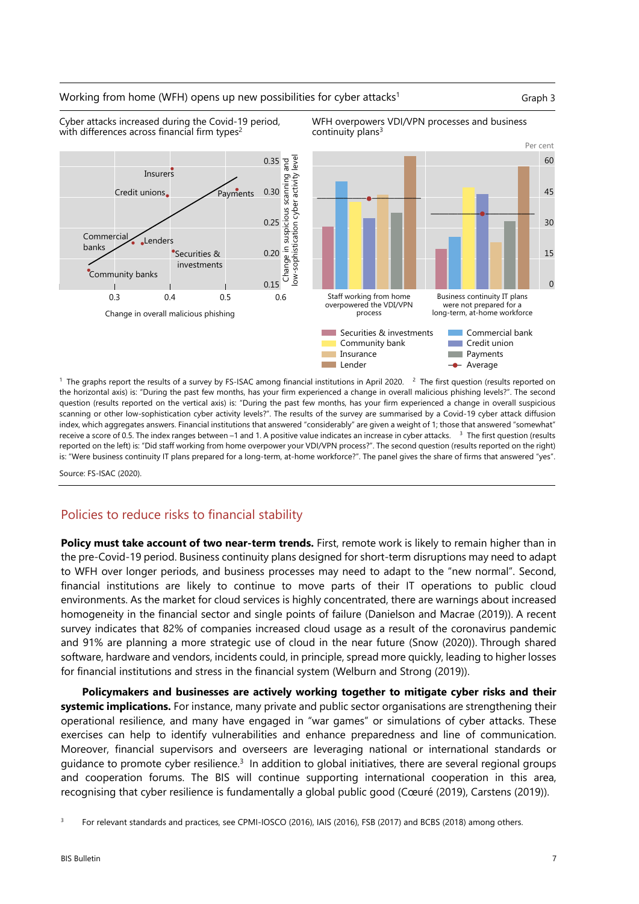Working from home (WFH) opens up new possibilities for cyber attacks[1]

Graph 3

Cyber attacks increased during the Covid-19 period, with differences across financial firm types[2]

Insurers
Credit unions
Payments
Commercial banks
Lenders
Securities & investments
Community banks

0.35
0.30
0.25
0.20
0.15

Change in suspicious scanning and low-sophistication cyber activity level

0.3
0.4
0.5
0.6

Change in overall malicious phishing

WFH overpowers VDI/VPN processes and business continuity plans[3]

Per cent

60
45
30
15
0

Staff working from home overpowered the VDI/VPN process

Business continuity IT plans were not prepared for a long-term, at-home workforce

Securities & investments
Commercial bank
Community bank
Credit union
Insurance
Payments
Lender
Average

[1] The graphs report the results of a survey by FS-ISAC among financial institutions in April 2020. [2] The first question (results reported on the horizontal axis) is: "During the past few months, has your firm experienced a change in overall malicious phishing levels?". The second question (results reported on the vertical axis) is: "During the past few months, has your firm experienced a change in overall suspicious scanning or other low-sophistication cyber activity levels?". The results of the survey are summarised by a Covid-19 cyber attack diffusion index, which aggregates answers. Financial institutions that answered "considerably" are given a weight of 1; those that answered "somewhat" receive a score of 0.5. The index ranges between –1 and 1. A positive value indicates an increase in cyber attacks. [3] The first question (results reported on the left) is: "Did staff working from home overpower your VDI/VPN process?". The second question (results reported on the right) is: "Were business continuity IT plans prepared for a long-term, at-home workforce?". The panel gives the share of firms that answered "yes".

Source: FS-ISAC (2020).

## Policies to reduce risks to financial stability

**Policy must take account of two near-term trends.** First, remote work is likely to remain higher than in the pre-Covid-19 period. Business continuity plans designed for short-term disruptions may need to adapt to WFH over longer periods, and business processes may need to adapt to the "new normal". Second, financial institutions are likely to continue to move parts of their IT operations to public cloud environments. As the market for cloud services is highly concentrated, there are warnings about increased homogeneity in the financial sector and single points of failure (Danielson and Macrae (2019)). A recent survey indicates that 82% of companies increased cloud usage as a result of the coronavirus pandemic and 91% are planning a more strategic use of cloud in the near future (Snow (2020)). Through shared software, hardware and vendors, incidents could, in principle, spread more quickly, leading to higher losses for financial institutions and stress in the financial system (Welburn and Strong (2019)).

**Policymakers and businesses are actively working together to mitigate cyber risks and their systemic implications.** For instance, many private and public sector organisations are strengthening their operational resilience, and many have engaged in "war games" or simulations of cyber attacks. These exercises can help to identify vulnerabilities and enhance preparedness and line of communication. Moreover, financial supervisors and overseers are leveraging national or international standards or guidance to promote cyber resilience.[3] In addition to global initiatives, there are several regional groups and cooperation forums. The BIS will continue supporting international cooperation in this area, recognising that cyber resilience is fundamentally a global public good (Cœuré (2019), Carstens (2019)).

[3] For relevant standards and practices, see CPMI-IOSCO (2016), IAIS (2016), FSB (2017) and BCBS (2018) among others.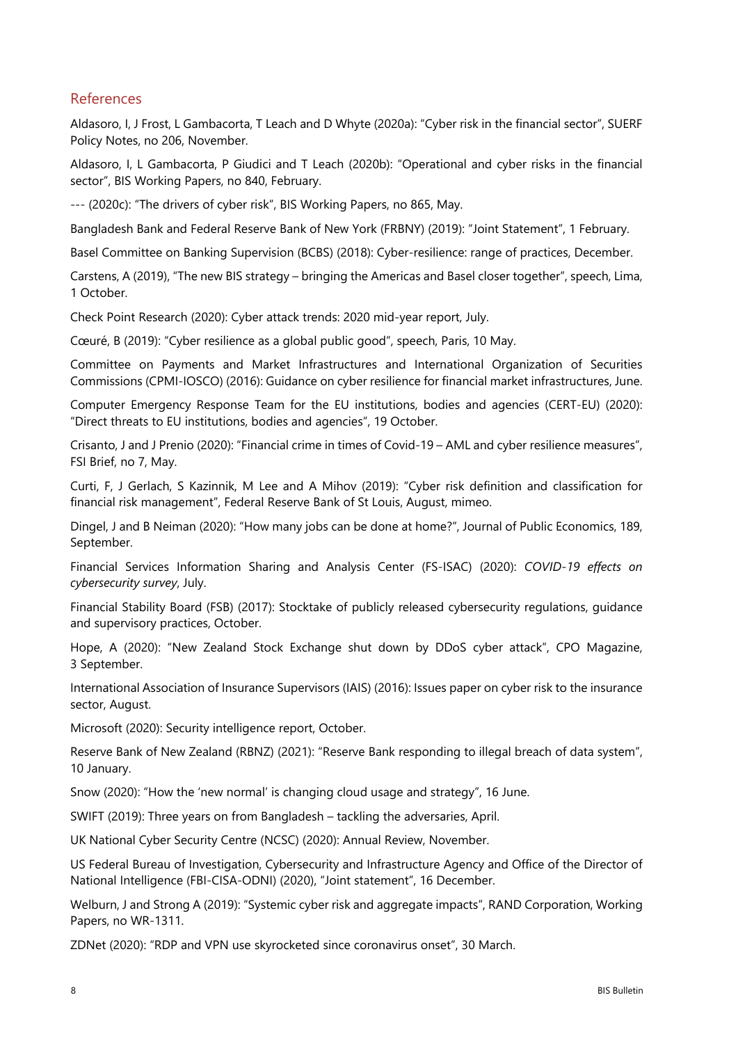## References

Aldasoro, I, J Frost, L Gambacorta, T Leach and D Whyte (2020a): "Cyber risk in the financial sector", SUERF Policy Notes, no 206, November.

Aldasoro, I, L Gambacorta, P Giudici and T Leach (2020b): "Operational and cyber risks in the financial sector", BIS Working Papers, no 840, February.

--- (2020c): "The drivers of cyber risk", BIS Working Papers, no 865, May.

Bangladesh Bank and Federal Reserve Bank of New York (FRBNY) (2019): "Joint Statement", 1 February.

Basel Committee on Banking Supervision (BCBS) (2018): Cyber-resilience: range of practices, December.

Carstens, A (2019), "The new BIS strategy – bringing the Americas and Basel closer together", speech, Lima, 1 October.

Check Point Research (2020): Cyber attack trends: 2020 mid-year report, July.

Cœuré, B (2019): "Cyber resilience as a global public good", speech, Paris, 10 May.

Committee on Payments and Market Infrastructures and International Organization of Securities Commissions (CPMI-IOSCO) (2016): Guidance on cyber resilience for financial market infrastructures, June.

Computer Emergency Response Team for the EU institutions, bodies and agencies (CERT-EU) (2020): "Direct threats to EU institutions, bodies and agencies", 19 October.

Crisanto, J and J Prenio (2020): "Financial crime in times of Covid-19 – AML and cyber resilience measures", FSI Brief, no 7, May.

Curti, F, J Gerlach, S Kazinnik, M Lee and A Mihov (2019): "Cyber risk definition and classification for financial risk management", Federal Reserve Bank of St Louis, August, mimeo.

Dingel, J and B Neiman (2020): "How many jobs can be done at home?", Journal of Public Economics, 189, September.

Financial Services Information Sharing and Analysis Center (FS-ISAC) (2020): *COVID-19 effects on cybersecurity survey*, July.

Financial Stability Board (FSB) (2017): Stocktake of publicly released cybersecurity regulations, guidance and supervisory practices, October.

Hope, A (2020): "New Zealand Stock Exchange shut down by DDoS cyber attack", CPO Magazine, 3 September.

International Association of Insurance Supervisors (IAIS) (2016): Issues paper on cyber risk to the insurance sector, August.

Microsoft (2020): Security intelligence report, October.

Reserve Bank of New Zealand (RBNZ) (2021): "Reserve Bank responding to illegal breach of data system", 10 January.

Snow (2020): "How the 'new normal' is changing cloud usage and strategy", 16 June.

SWIFT (2019): Three years on from Bangladesh – tackling the adversaries, April.

UK National Cyber Security Centre (NCSC) (2020): Annual Review, November.

US Federal Bureau of Investigation, Cybersecurity and Infrastructure Agency and Office of the Director of National Intelligence (FBI-CISA-ODNI) (2020), "Joint statement", 16 December.

Welburn, J and Strong A (2019): "Systemic cyber risk and aggregate impacts", RAND Corporation, Working Papers, no WR-1311.

ZDNet (2020): "RDP and VPN use skyrocketed since coronavirus onset", 30 March.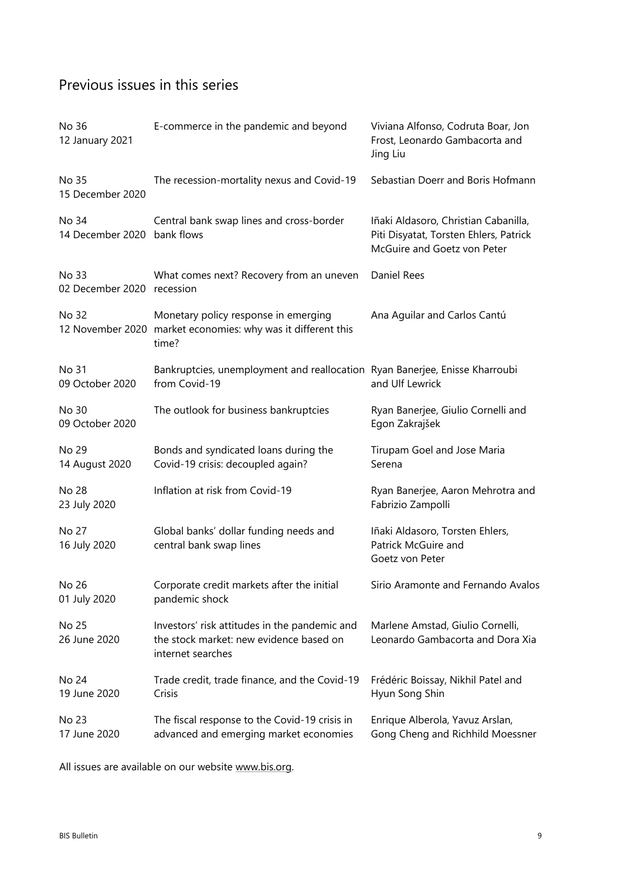## Previous issues in this series

| | | |
|---|---|---|
| No 36<br>12 January 2021 | E-commerce in the pandemic and beyond | Viviana Alfonso, Codruta Boar, Jon Frost, Leonardo Gambacorta and Jing Liu |
| No 35<br>15 December 2020 | The recession-mortality nexus and Covid-19 | Sebastian Doerr and Boris Hofmann |
| No 34<br>14 December 2020 | Central bank swap lines and cross-border bank flows | Iñaki Aldasoro, Christian Cabanilla, Piti Disyatat, Torsten Ehlers, Patrick McGuire and Goetz von Peter |
| No 33<br>02 December 2020 | What comes next? Recovery from an uneven recession | Daniel Rees |
| No 32<br>12 November 2020 | Monetary policy response in emerging market economies: why was it different this time? | Ana Aguilar and Carlos Cantú |
| No 31<br>09 October 2020 | Bankruptcies, unemployment and reallocation from Covid-19 | Ryan Banerjee, Enisse Kharroubi and Ulf Lewrick |
| No 30<br>09 October 2020 | The outlook for business bankruptcies | Ryan Banerjee, Giulio Cornelli and Egon Zakrajšek |
| No 29<br>14 August 2020 | Bonds and syndicated loans during the Covid-19 crisis: decoupled again? | Tirupam Goel and Jose Maria Serena |
| No 28<br>23 July 2020 | Inflation at risk from Covid-19 | Ryan Banerjee, Aaron Mehrotra and Fabrizio Zampolli |
| No 27<br>16 July 2020 | Global banks' dollar funding needs and central bank swap lines | Iñaki Aldasoro, Torsten Ehlers, Patrick McGuire and Goetz von Peter |
| No 26<br>01 July 2020 | Corporate credit markets after the initial pandemic shock | Sirio Aramonte and Fernando Avalos |
| No 25<br>26 June 2020 | Investors' risk attitudes in the pandemic and the stock market: new evidence based on internet searches | Marlene Amstad, Giulio Cornelli, Leonardo Gambacorta and Dora Xia |
| No 24<br>19 June 2020 | Trade credit, trade finance, and the Covid-19 Crisis | Frédéric Boissay, Nikhil Patel and Hyun Song Shin |
| No 23<br>17 June 2020 | The fiscal response to the Covid-19 crisis in advanced and emerging market economies | Enrique Alberola, Yavuz Arslan, Gong Cheng and Richhild Moessner |

All issues are available on our website www.bis.org.